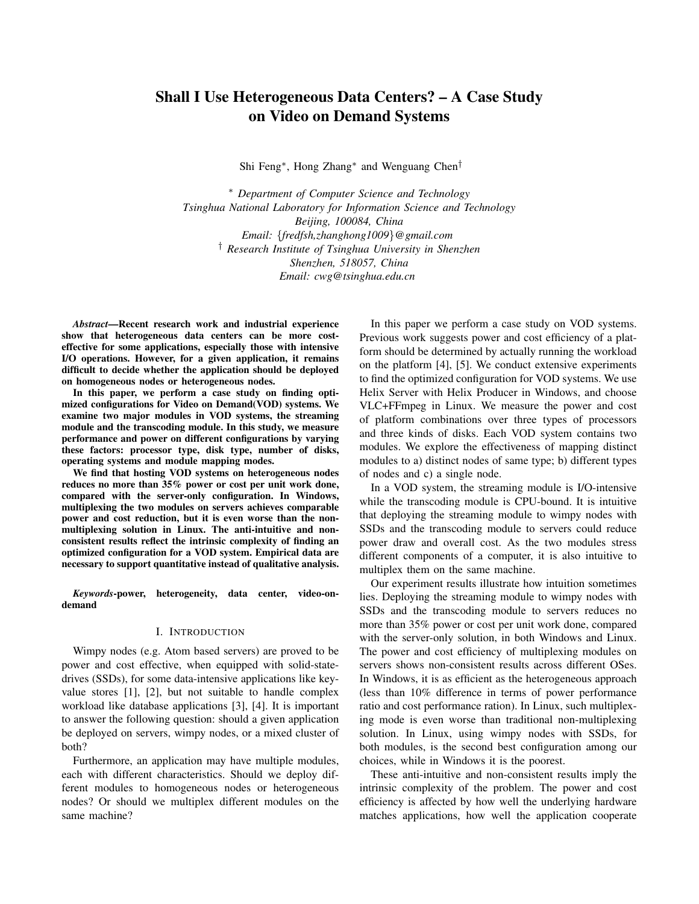# Shall I Use Heterogeneous Data Centers? – A Case Study on Video on Demand Systems

Shi Feng*, Hong Zhang* and Wenguang Chen†

* *Department of Computer Science and Technology*
*Tsinghua National Laboratory for Information Science and Technology*
*Beijing, 100084, China*
*Email: {fredfsh,zhanghong1009}@gmail.com*
† *Research Institute of Tsinghua University in Shenzhen*
*Shenzhen, 518057, China*
*Email: cwg@tsinghua.edu.cn*

***Abstract*—Recent research work and industrial experience show that heterogeneous data centers can be more cost-effective for some applications, especially those with intensive I/O operations. However, for a given application, it remains difficult to decide whether the application should be deployed on homogeneous nodes or heterogeneous nodes.**

**In this paper, we perform a case study on finding optimized configurations for Video on Demand(VOD) systems. We examine two major modules in VOD systems, the streaming module and the transcoding module. In this study, we measure performance and power on different configurations by varying these factors: processor type, disk type, number of disks, operating systems and module mapping modes.**

**We find that hosting VOD systems on heterogeneous nodes reduces no more than 35% power or cost per unit work done, compared with the server-only configuration. In Windows, multiplexing the two modules on servers achieves comparable power and cost reduction, but it is even worse than the non-multiplexing solution in Linux. The anti-intuitive and non-consistent results reflect the intrinsic complexity of finding an optimized configuration for a VOD system. Empirical data are necessary to support quantitative instead of qualitative analysis.**

***Keywords*-power, heterogeneity, data center, video-on-demand**

## I. Introduction

Wimpy nodes (e.g. Atom based servers) are proved to be power and cost effective, when equipped with solid-state-drives (SSDs), for some data-intensive applications like key-value stores [1], [2], but not suitable to handle complex workload like database applications [3], [4]. It is important to answer the following question: should a given application be deployed on servers, wimpy nodes, or a mixed cluster of both?

Furthermore, an application may have multiple modules, each with different characteristics. Should we deploy different modules to homogeneous nodes or heterogeneous nodes? Or should we multiplex different modules on the same machine?

In this paper we perform a case study on VOD systems. Previous work suggests power and cost efficiency of a platform should be determined by actually running the workload on the platform [4], [5]. We conduct extensive experiments to find the optimized configuration for VOD systems. We use Helix Server with Helix Producer in Windows, and choose VLC+FFmpeg in Linux. We measure the power and cost of platform combinations over three types of processors and three kinds of disks. Each VOD system contains two modules. We explore the effectiveness of mapping distinct modules to a) distinct nodes of same type; b) different types of nodes and c) a single node.

In a VOD system, the streaming module is I/O-intensive while the transcoding module is CPU-bound. It is intuitive that deploying the streaming module to wimpy nodes with SSDs and the transcoding module to servers could reduce power draw and overall cost. As the two modules stress different components of a computer, it is also intuitive to multiplex them on the same machine.

Our experiment results illustrate how intuition sometimes lies. Deploying the streaming module to wimpy nodes with SSDs and the transcoding module to servers reduces no more than 35% power or cost per unit work done, compared with the server-only solution, in both Windows and Linux. The power and cost efficiency of multiplexing modules on servers shows non-consistent results across different OSes. In Windows, it is as efficient as the heterogeneous approach (less than 10% difference in terms of power performance ratio and cost performance ration). In Linux, such multiplexing mode is even worse than traditional non-multiplexing solution. In Linux, using wimpy nodes with SSDs, for both modules, is the second best configuration among our choices, while in Windows it is the poorest.

These anti-intuitive and non-consistent results imply the intrinsic complexity of the problem. The power and cost efficiency is affected by how well the underlying hardware matches applications, how well the application cooperate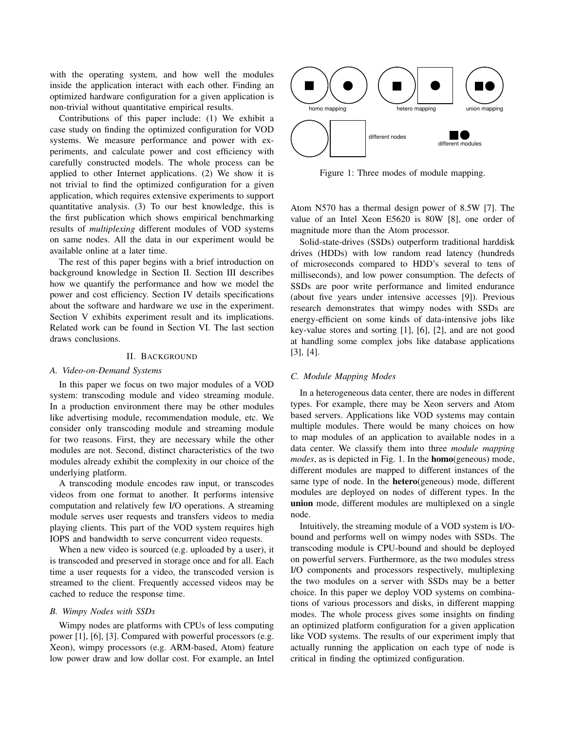with the operating system, and how well the modules inside the application interact with each other. Finding an optimized hardware configuration for a given application is non-trivial without quantitative empirical results.

Contributions of this paper include: (1) We exhibit a case study on finding the optimized configuration for VOD systems. We measure performance and power with experiments, and calculate power and cost efficiency with carefully constructed models. The whole process can be applied to other Internet applications. (2) We show it is not trivial to find the optimized configuration for a given application, which requires extensive experiments to support quantitative analysis. (3) To our best knowledge, this is the first publication which shows empirical benchmarking results of *multiplexing* different modules of VOD systems on same nodes. All the data in our experiment would be available online at a later time.

The rest of this paper begins with a brief introduction on background knowledge in Section II. Section III describes how we quantify the performance and how we model the power and cost efficiency. Section IV details specifications about the software and hardware we use in the experiment. Section V exhibits experiment result and its implications. Related work can be found in Section VI. The last section draws conclusions.

## II. Background

### A. Video-on-Demand Systems

In this paper we focus on two major modules of a VOD system: transcoding module and video streaming module. In a production environment there may be other modules like advertising module, recommendation module, etc. We consider only transcoding module and streaming module for two reasons. First, they are necessary while the other modules are not. Second, distinct characteristics of the two modules already exhibit the complexity in our choice of the underlying platform.

A transcoding module encodes raw input, or transcodes videos from one format to another. It performs intensive computation and relatively few I/O operations. A streaming module serves user requests and transfers videos to media playing clients. This part of the VOD system requires high IOPS and bandwidth to serve concurrent video requests.

When a new video is sourced (e.g. uploaded by a user), it is transcoded and preserved in storage once and for all. Each time a user requests for a video, the transcoded version is streamed to the client. Frequently accessed videos may be cached to reduce the response time.

### B. Wimpy Nodes with SSDs

Wimpy nodes are platforms with CPUs of less computing power [1], [6], [3]. Compared with powerful processors (e.g. Xeon), wimpy processors (e.g. ARM-based, Atom) feature low power draw and low dollar cost. For example, an Intel Atom N570 has a thermal design power of 8.5W [7]. The value of an Intel Xeon E5620 is 80W [8], one order of magnitude more than the Atom processor.

homo mapping

hetero mapping

union mapping

different nodes

different modules

Figure 1: Three modes of module mapping.

Solid-state-drives (SSDs) outperform traditional harddisk drives (HDDs) with low random read latency (hundreds of microseconds compared to HDD's several to tens of milliseconds), and low power consumption. The defects of SSDs are poor write performance and limited endurance (about five years under intensive accesses [9]). Previous research demonstrates that wimpy nodes with SSDs are energy-efficient on some kinds of data-intensive jobs like key-value stores and sorting [1], [6], [2], and are not good at handling some complex jobs like database applications [3], [4].

### C. Module Mapping Modes

In a heterogeneous data center, there are nodes in different types. For example, there may be Xeon servers and Atom based servers. Applications like VOD systems may contain multiple modules. There would be many choices on how to map modules of an application to available nodes in a data center. We classify them into three *module mapping modes*, as is depicted in Fig. 1. In the **homo**(geneous) mode, different modules are mapped to different instances of the same type of node. In the **hetero**(geneous) mode, different modules are deployed on nodes of different types. In the **union** mode, different modules are multiplexed on a single node.

Intuitively, the streaming module of a VOD system is I/O-bound and performs well on wimpy nodes with SSDs. The transcoding module is CPU-bound and should be deployed on powerful servers. Furthermore, as the two modules stress I/O components and processors respectively, multiplexing the two modules on a server with SSDs may be a better choice. In this paper we deploy VOD systems on combinations of various processors and disks, in different mapping modes. The whole process gives some insights on finding an optimized platform configuration for a given application like VOD systems. The results of our experiment imply that actually running the application on each type of node is critical in finding the optimized configuration.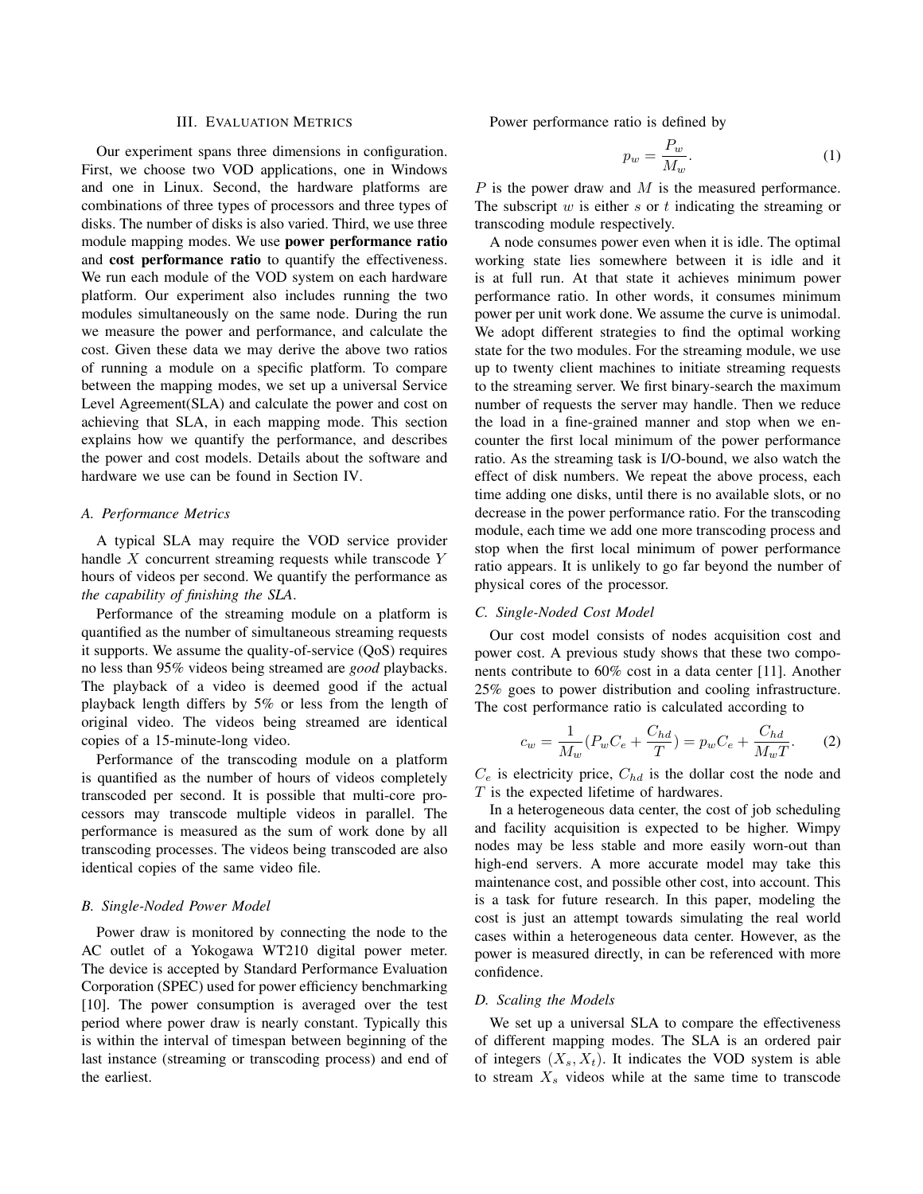## III. Evaluation Metrics

Our experiment spans three dimensions in configuration. First, we choose two VOD applications, one in Windows and one in Linux. Second, the hardware platforms are combinations of three types of processors and three types of disks. The number of disks is also varied. Third, we use three module mapping modes. We use **power performance ratio** and **cost performance ratio** to quantify the effectiveness. We run each module of the VOD system on each hardware platform. Our experiment also includes running the two modules simultaneously on the same node. During the run we measure the power and performance, and calculate the cost. Given these data we may derive the above two ratios of running a module on a specific platform. To compare between the mapping modes, we set up a universal Service Level Agreement(SLA) and calculate the power and cost on achieving that SLA, in each mapping mode. This section explains how we quantify the performance, and describes the power and cost models. Details about the software and hardware we use can be found in Section IV.

### A. Performance Metrics

A typical SLA may require the VOD service provider handle $X$ concurrent streaming requests while transcode $Y$ hours of videos per second. We quantify the performance as *the capability of finishing the SLA*.

Performance of the streaming module on a platform is quantified as the number of simultaneous streaming requests it supports. We assume the quality-of-service (QoS) requires no less than 95% videos being streamed are *good* playbacks. The playback of a video is deemed good if the actual playback length differs by 5% or less from the length of original video. The videos being streamed are identical copies of a 15-minute-long video.

Performance of the transcoding module on a platform is quantified as the number of hours of videos completely transcoded per second. It is possible that multi-core processors may transcode multiple videos in parallel. The performance is measured as the sum of work done by all transcoding processes. The videos being transcoded are also identical copies of the same video file.

### B. Single-Noded Power Model

Power draw is monitored by connecting the node to the AC outlet of a Yokogawa WT210 digital power meter. The device is accepted by Standard Performance Evaluation Corporation (SPEC) used for power efficiency benchmarking [10]. The power consumption is averaged over the test period where power draw is nearly constant. Typically this is within the interval of timespan between beginning of the last instance (streaming or transcoding process) and end of the earliest.

Power performance ratio is defined by

$$p_w = \frac{P_w}{M_w}. \quad (1)$$

$P$ is the power draw and $M$ is the measured performance. The subscript $w$ is either $s$ or $t$ indicating the streaming or transcoding module respectively.

A node consumes power even when it is idle. The optimal working state lies somewhere between it is idle and it is at full run. At that state it achieves minimum power performance ratio. In other words, it consumes minimum power per unit work done. We assume the curve is unimodal. We adopt different strategies to find the optimal working state for the two modules. For the streaming module, we use up to twenty client machines to initiate streaming requests to the streaming server. We first binary-search the maximum number of requests the server may handle. Then we reduce the load in a fine-grained manner and stop when we encounter the first local minimum of the power performance ratio. As the streaming task is I/O-bound, we also watch the effect of disk numbers. We repeat the above process, each time adding one disks, until there is no available slots, or no decrease in the power performance ratio. For the transcoding module, each time we add one more transcoding process and stop when the first local minimum of power performance ratio appears. It is unlikely to go far beyond the number of physical cores of the processor.

### C. Single-Noded Cost Model

Our cost model consists of nodes acquisition cost and power cost. A previous study shows that these two components contribute to 60% cost in a data center [11]. Another 25% goes to power distribution and cooling infrastructure. The cost performance ratio is calculated according to

$$c_w = \frac{1}{M_w}(P_w C_e + \frac{C_{hd}}{T}) = p_w C_e + \frac{C_{hd}}{M_w T}. \quad (2)$$

$C_e$ is electricity price, $C_{hd}$ is the dollar cost the node and $T$ is the expected lifetime of hardwares.

In a heterogeneous data center, the cost of job scheduling and facility acquisition is expected to be higher. Wimpy nodes may be less stable and more easily worn-out than high-end servers. A more accurate model may take this maintenance cost, and possible other cost, into account. This is a task for future research. In this paper, modeling the cost is just an attempt towards simulating the real world cases within a heterogeneous data center. However, as the power is measured directly, in can be referenced with more confidence.

### D. Scaling the Models

We set up a universal SLA to compare the effectiveness of different mapping modes. The SLA is an ordered pair of integers $(X_s, X_t)$. It indicates the VOD system is able to stream $X_s$ videos while at the same time to transcode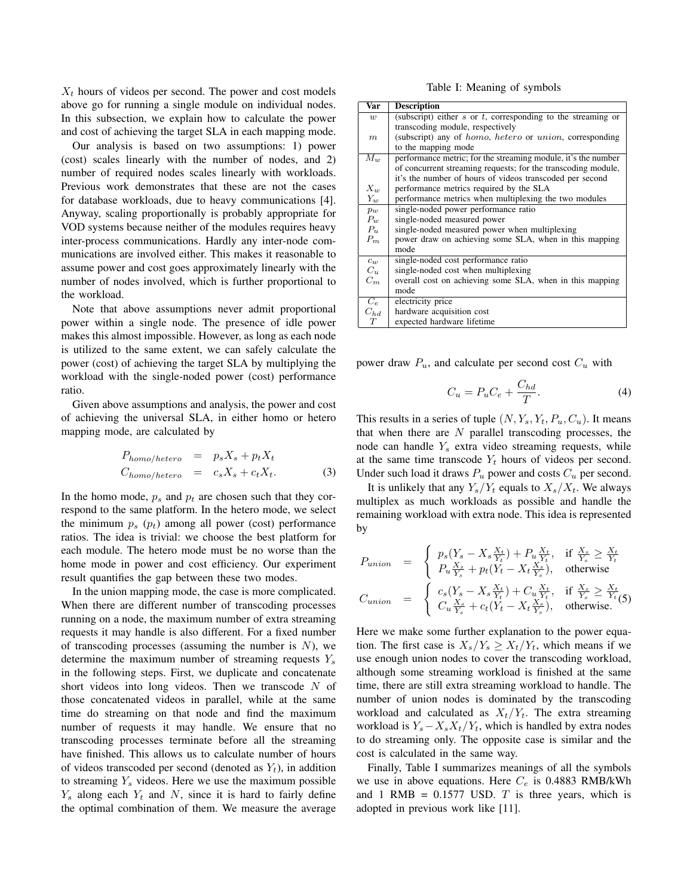$X_t$ hours of videos per second. The power and cost models above go for running a single module on individual nodes. In this subsection, we explain how to calculate the power and cost of achieving the target SLA in each mapping mode.

Our analysis is based on two assumptions: 1) power (cost) scales linearly with the number of nodes, and 2) number of required nodes scales linearly with workloads. Previous work demonstrates that these are not the cases for database workloads, due to heavy communications [4]. Anyway, scaling proportionally is probably appropriate for VOD systems because neither of the modules requires heavy inter-process communications. Hardly any inter-node communications are involved either. This makes it reasonable to assume power and cost goes approximately linearly with the number of nodes involved, which is further proportional to the workload.

Note that above assumptions never admit proportional power within a single node. The presence of idle power makes this almost impossible. However, as long as each node is utilized to the same extent, we can safely calculate the power (cost) of achieving the target SLA by multiplying the workload with the single-noded power (cost) performance ratio.

Given above assumptions and analysis, the power and cost of achieving the universal SLA, in either homo or hetero mapping mode, are calculated by

$$
\begin{aligned}
P_{homo/hetero} &= p_s X_s + p_t X_t \\
C_{homo/hetero} &= c_s X_s + c_t X_t.
\end{aligned}
\tag{3}
$$

In the homo mode, $p_s$ and $p_t$ are chosen such that they correspond to the same platform. In the hetero mode, we select the minimum $p_s$ ($p_t$) among all power (cost) performance ratios. The idea is trivial: we choose the best platform for each module. The hetero mode must be no worse than the home mode in power and cost efficiency. Our experiment result quantifies the gap between these two modes.

In the union mapping mode, the case is more complicated. When there are different number of transcoding processes running on a node, the maximum number of extra streaming requests it may handle is also different. For a fixed number of transcoding processes (assuming the number is $N$), we determine the maximum number of streaming requests $Y_s$ in the following steps. First, we duplicate and concatenate short videos into long videos. Then we transcode $N$ of those concatenated videos in parallel, while at the same time do streaming on that node and find the maximum number of requests it may handle. We ensure that no transcoding processes terminate before all the streaming have finished. This allows us to calculate number of hours of videos transcoded per second (denoted as $Y_t$), in addition to streaming $Y_s$ videos. Here we use the maximum possible $Y_s$ along each $Y_t$ and $N$, since it is hard to fairly define the optimal combination of them. We measure the average power draw $P_u$, and calculate per second cost $C_u$ with

$$
C_u = P_u C_e + \frac{C_{hd}}{T}. \tag{4}
$$

This results in a series of tuple $(N, Y_s, Y_t, P_u, C_u)$. It means that when there are $N$ parallel transcoding processes, the node can handle $Y_s$ extra video streaming requests, while at the same time transcode $Y_t$ hours of videos per second. Under such load it draws $P_u$ power and costs $C_u$ per second.

It is unlikely that any $Y_s/Y_t$ equals to $X_s/X_t$. We always multiplex as much workloads as possible and handle the remaining workload with extra node. This idea is represented by

$$
\begin{aligned}
P_{union} &= \begin{cases} p_s(Y_s - X_s\frac{X_t}{Y_t}) + P_u\frac{X_t}{Y_t}, & \text{if } \frac{X_s}{Y_s} \geq \frac{X_t}{Y_t} \\ P_u\frac{X_s}{Y_s} + p_t(Y_t - X_t\frac{X_s}{Y_s}), & \text{otherwise} \end{cases} \\
C_{union} &= \begin{cases} c_s(Y_s - X_s\frac{X_t}{Y_t}) + C_u\frac{X_t}{Y_t}, & \text{if } \frac{X_s}{Y_s} \geq \frac{X_t}{Y_t} \\ C_u\frac{X_s}{Y_s} + c_t(Y_t - X_t\frac{X_s}{Y_s}), & \text{otherwise.} \end{cases}
\end{aligned}
\tag{5}
$$

Here we make some further explanation to the power equation. The first case is $X_s/Y_s \geq X_t/Y_t$, which means if we use enough union nodes to cover the transcoding workload, although some streaming workload is finished at the same time, there are still extra streaming workload to handle. The number of union nodes is dominated by the transcoding workload and calculated as $X_t/Y_t$. The extra streaming workload is $Y_s - X_s X_t/Y_t$, which is handled by extra nodes to do streaming only. The opposite case is similar and the cost is calculated in the same way.

Finally, Table I summarizes meanings of all the symbols we use in above equations. Here $C_e$ is 0.4883 RMB/kWh and 1 RMB = 0.1577 USD. $T$ is three years, which is adopted in previous work like [11].

Table I: Meaning of symbols

| Var | Description |
|---|---|
| $w$ | (subscript) either $s$ or $t$, corresponding to the streaming or transcoding module, respectively |
| $m$ | (subscript) any of *homo*, *hetero* or *union*, corresponding to the mapping mode |
| $M_w$ | performance metric; for the streaming module, it's the number of concurrent streaming requests; for the transcoding module, it's the number of hours of videos transcoded per second |
| $X_w$ | performance metrics required by the SLA |
| $Y_w$ | performance metrics when multiplexing the two modules |
| $p_w$ | single-noded power performance ratio |
| $P_w$ | single-noded measured power |
| $P_u$ | single-noded measured power when multiplexing |
| $P_m$ | power draw on achieving some SLA, when in this mapping mode |
| $c_w$ | single-noded cost performance ratio |
| $C_u$ | single-noded cost when multiplexing |
| $C_m$ | overall cost on achieving some SLA, when in this mapping mode |
| $C_e$ | electricity price |
| $C_{hd}$ | hardware acquisition cost |
| $T$ | expected hardware lifetime |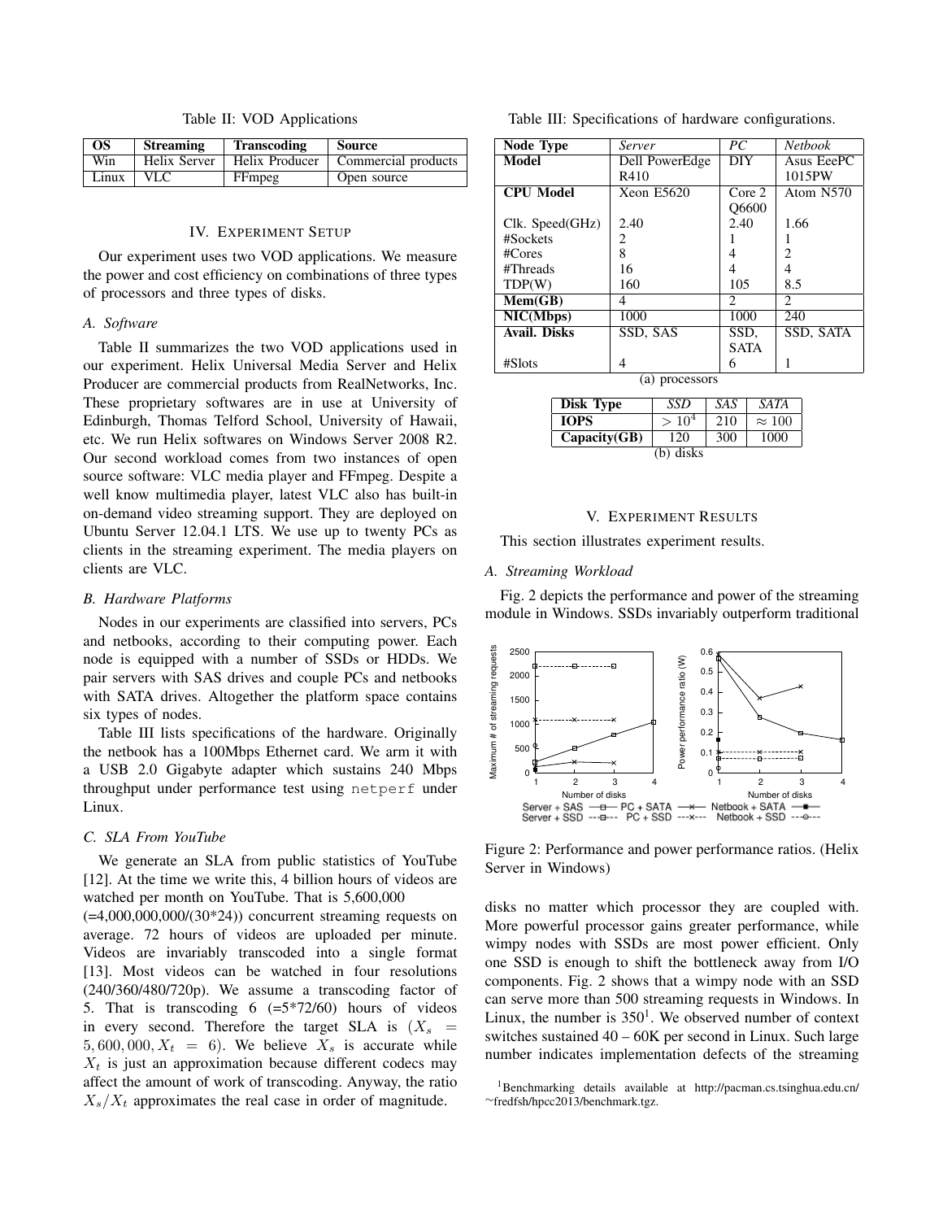Table II: VOD Applications

| OS | Streaming | Transcoding | Source |
|---|---|---|---|
| Win | Helix Server | Helix Producer | Commercial products |
| Linux | VLC | FFmpeg | Open source |

## IV. Experiment Setup

Our experiment uses two VOD applications. We measure the power and cost efficiency on combinations of three types of processors and three types of disks.

### A. Software

Table II summarizes the two VOD applications used in our experiment. Helix Universal Media Server and Helix Producer are commercial products from RealNetworks, Inc. These proprietary softwares are in use at University of Edinburgh, Thomas Telford School, University of Hawaii, etc. We run Helix softwares on Windows Server 2008 R2. Our second workload comes from two instances of open source software: VLC media player and FFmpeg. Despite a well know multimedia player, latest VLC also has built-in on-demand video streaming support. They are deployed on Ubuntu Server 12.04.1 LTS. We use up to twenty PCs as clients in the streaming experiment. The media players on clients are VLC.

### B. Hardware Platforms

Nodes in our experiments are classified into servers, PCs and netbooks, according to their computing power. Each node is equipped with a number of SSDs or HDDs. We pair servers with SAS drives and couple PCs and netbooks with SATA drives. Altogether the platform space contains six types of nodes.

Table III lists specifications of the hardware. Originally the netbook has a 100Mbps Ethernet card. We arm it with a USB 2.0 Gigabyte adapter which sustains 240 Mbps throughput under performance test using `netperf` under Linux.

### C. SLA From YouTube

We generate an SLA from public statistics of YouTube [12]. At the time we write this, 4 billion hours of videos are watched per month on YouTube. That is 5,600,000 (=4,000,000,000/(30*24)) concurrent streaming requests on average. 72 hours of videos are uploaded per minute. Videos are invariably transcoded into a single format [13]. Most videos can be watched in four resolutions (240/360/480/720p). We assume a transcoding factor of 5. That is transcoding 6 (=5*72/60) hours of videos in every second. Therefore the target SLA is ($X_s = 5,600,000, X_t = 6$). We believe $X_s$ is accurate while $X_t$ is just an approximation because different codecs may affect the amount of work of transcoding. Anyway, the ratio $X_s/X_t$ approximates the real case in order of magnitude.

Table III: Specifications of hardware configurations.

| **Node Type** | *Server* | *PC* | *Netbook* |
|---|---|---|---|
| **Model** | Dell PowerEdge R410 | DIY | Asus EeePC 1015PW |
| **CPU Model** | Xeon E5620 | Core 2 Q6600 | Atom N570 |
| Clk. Speed(GHz) | 2.40 | 2.40 | 1.66 |
| #Sockets | 2 | 1 | 1 |
| #Cores | 8 | 4 | 2 |
| #Threads | 16 | 4 | 4 |
| TDP(W) | 160 | 105 | 8.5 |
| **Mem(GB)** | 4 | 2 | 2 |
| **NIC(Mbps)** | 1000 | 1000 | 240 |
| **Avail. Disks** | SSD, SAS | SSD, SATA | SSD, SATA |
| #Slots | 4 | 6 | 1 |

(a) processors

| **Disk Type** | *SSD* | *SAS* | *SATA* |
|---|---|---|---|
| **IOPS** | $> 10^4$ | 210 | $\approx 100$ |
| **Capacity(GB)** | 120 | 300 | 1000 |

(b) disks

## V. Experiment Results

This section illustrates experiment results.

### A. Streaming Workload

Fig. 2 depicts the performance and power of the streaming module in Windows. SSDs invariably outperform traditional disks no matter which processor they are coupled with. More powerful processor gains greater performance, while wimpy nodes with SSDs are most power efficient. Only one SSD is enough to shift the bottleneck away from I/O components. Fig. 2 shows that a wimpy node with an SSD can serve more than 500 streaming requests in Windows. In Linux, the number is 350[1]. We observed number of context switches sustained 40 – 60K per second in Linux. Such large number indicates implementation defects of the streaming

Figure 2: Performance and power performance ratios. (Helix Server in Windows)

[1]Benchmarking details available at http://pacman.cs.tsinghua.edu.cn/~fredfsh/hpcc2013/benchmark.tgz.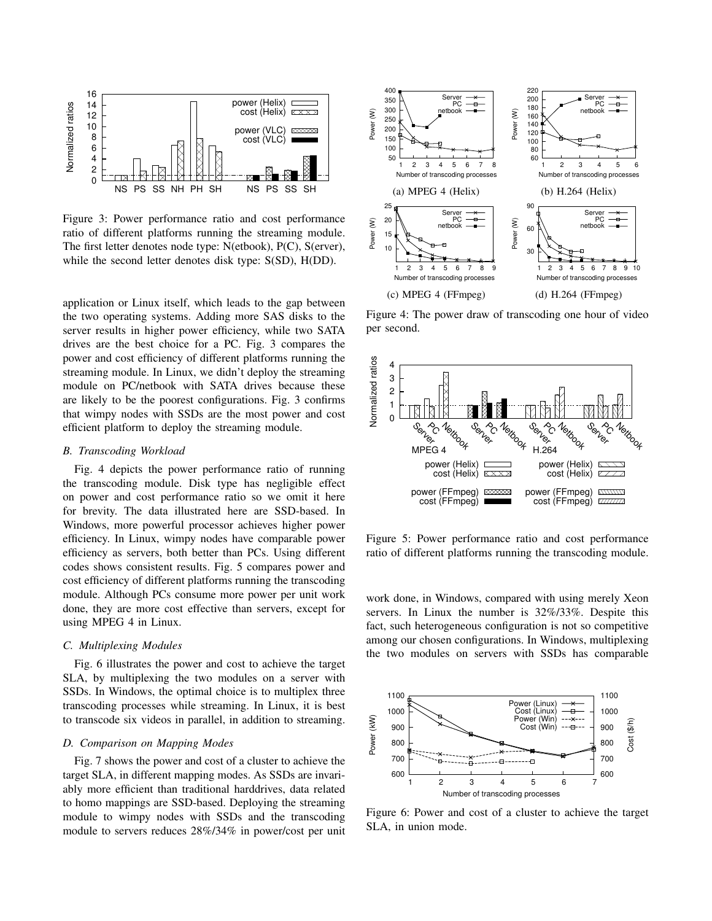Figure 3: Power performance ratio and cost performance ratio of different platforms running the streaming module. The first letter denotes node type: N(etbook), P(C), S(erver), while the second letter denotes disk type: S(SD), H(DD).

application or Linux itself, which leads to the gap between the two operating systems. Adding more SAS disks to the server results in higher power efficiency, while two SATA drives are the best choice for a PC. Fig. 3 compares the power and cost efficiency of different platforms running the streaming module. In Linux, we didn't deploy the streaming module on PC/netbook with SATA drives because these are likely to be the poorest configurations. Fig. 3 confirms that wimpy nodes with SSDs are the most power and cost efficient platform to deploy the streaming module.

### *B. Transcoding Workload*

Fig. 4 depicts the power performance ratio of running the transcoding module. Disk type has negligible effect on power and cost performance ratio so we omit it here for brevity. The data illustrated here are SSD-based. In Windows, more powerful processor achieves higher power efficiency. In Linux, wimpy nodes have comparable power efficiency as servers, both better than PCs. Using different codes shows consistent results. Fig. 5 compares power and cost efficiency of different platforms running the transcoding module. Although PCs consume more power per unit work done, they are more cost effective than servers, except for using MPEG 4 in Linux.

### *C. Multiplexing Modules*

Fig. 6 illustrates the power and cost to achieve the target SLA, by multiplexing the two modules on a server with SSDs. In Windows, the optimal choice is to multiplex three transcoding processes while streaming. In Linux, it is best to transcode six videos in parallel, in addition to streaming.

### *D. Comparison on Mapping Modes*

Fig. 7 shows the power and cost of a cluster to achieve the target SLA, in different mapping modes. As SSDs are invariably more efficient than traditional harddrives, data related to homo mappings are SSD-based. Deploying the streaming module to wimpy nodes with SSDs and the transcoding module to servers reduces 28%/34% in power/cost per unit work done, in Windows, compared with using merely Xeon servers. In Linux the number is 32%/33%. Despite this fact, such heterogeneous configuration is not so competitive among our chosen configurations. In Windows, multiplexing the two modules on servers with SSDs has comparable

(a) MPEG 4 (Helix) (b) H.264 (Helix) (c) MPEG 4 (FFmpeg) (d) H.264 (FFmpeg)

Figure 4: The power draw of transcoding one hour of video per second.

Figure 5: Power performance ratio and cost performance ratio of different platforms running the transcoding module.

Figure 6: Power and cost of a cluster to achieve the target SLA, in union mode.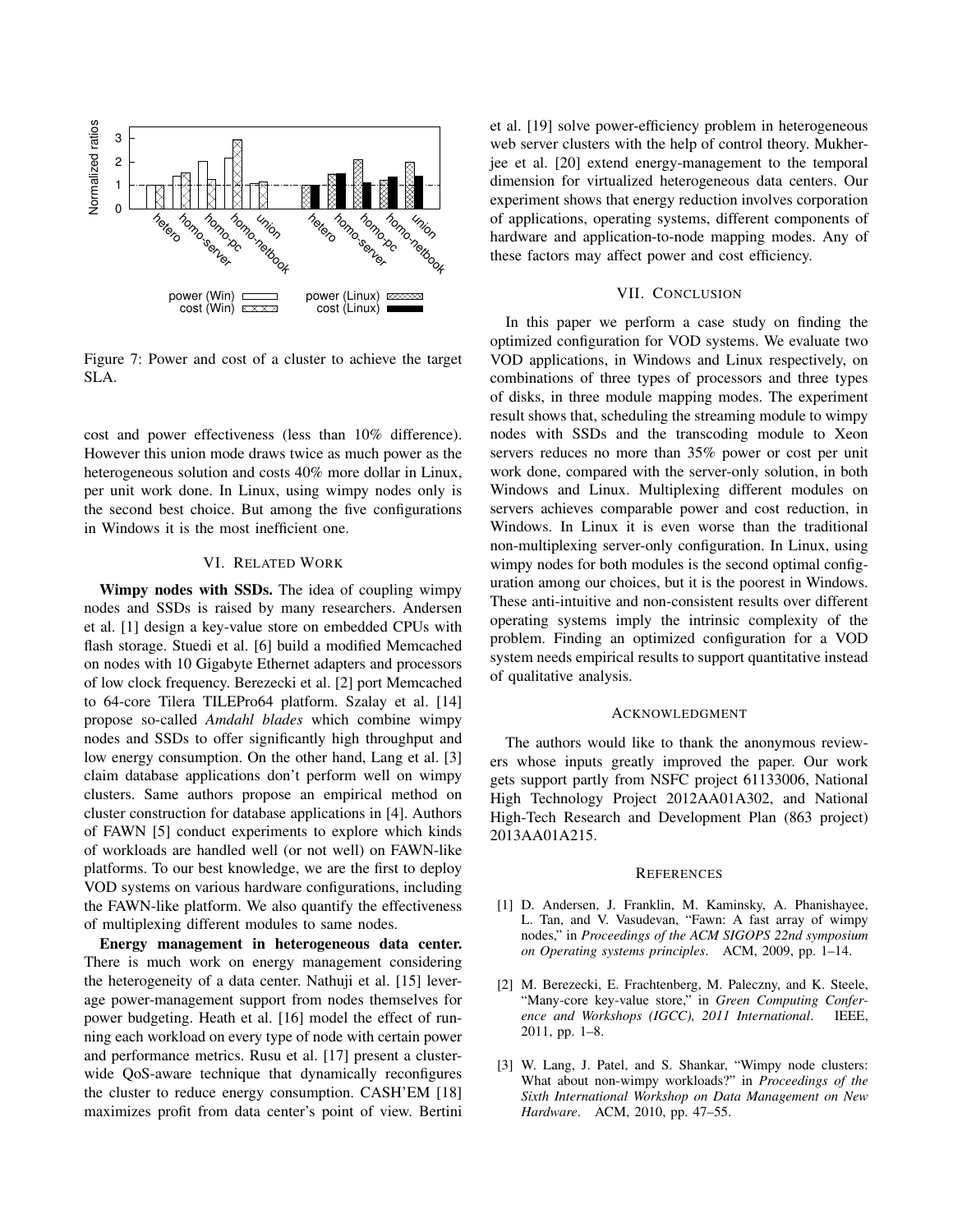Figure 7: Power and cost of a cluster to achieve the target SLA.

cost and power effectiveness (less than 10% difference). However this union mode draws twice as much power as the heterogeneous solution and costs 40% more dollar in Linux, per unit work done. In Linux, using wimpy nodes only is the second best choice. But among the five configurations in Windows it is the most inefficient one.

## VI. Related Work

**Wimpy nodes with SSDs.** The idea of coupling wimpy nodes and SSDs is raised by many researchers. Andersen et al. [1] design a key-value store on embedded CPUs with flash storage. Studei et al. [6] build a modified Memcached on nodes with 10 Gigabyte Ethernet adapters and processors of low clock frequency. Berezecki et al. [2] port Memcached to 64-core Tilera TILEPro64 platform. Szalay et al. [14] propose so-called *Amdahl blades* which combine wimpy nodes and SSDs to offer significantly high throughput and low energy consumption. On the other hand, Lang et al. [3] claim database applications don't perform well on wimpy clusters. Same authors propose an empirical method on cluster construction for database applications in [4]. Authors of FAWN [5] conduct experiments to explore which kinds of workloads are handled well (or not well) on FAWN-like platforms. To our best knowledge, we are the first to deploy VOD systems on various hardware configurations, including the FAWN-like platform. We also quantify the effectiveness of multiplexing different modules to same nodes.

**Energy management in heterogeneous data center.** There is much work on energy management considering the heterogeneity of a data center. Nathuji et al. [15] leverage power-management support from nodes themselves for power budgeting. Heath et al. [16] model the effect of running each workload on every type of node with certain power and performance metrics. Rusu et al. [17] present a cluster-wide QoS-aware technique that dynamically reconfigures the cluster to reduce energy consumption. CASH'EM [18] maximizes profit from data center's point of view. Bertini et al. [19] solve power-efficiency problem in heterogeneous web server clusters with the help of control theory. Mukherjee et al. [20] extend energy-management to the temporal dimension for virtualized heterogeneous data centers. Our experiment shows that energy reduction involves corporation of applications, operating systems, different components of hardware and application-to-node mapping modes. Any of these factors may affect power and cost efficiency.

## VII. Conclusion

In this paper we perform a case study on finding the optimized configuration for VOD systems. We evaluate two VOD applications, in Windows and Linux respectively, on combinations of three types of processors and three types of disks, in three module mapping modes. The experiment result shows that, scheduling the streaming module to wimpy nodes with SSDs and the transcoding module to Xeon servers reduces no more than 35% power or cost per unit work done, compared with the server-only solution, in both Windows and Linux. Multiplexing different modules on servers achieves comparable power and cost reduction, in Windows. In Linux it is even worse than the traditional non-multiplexing server-only configuration. In Linux, using wimpy nodes for both modules is the second optimal configuration among our choices, but it is the poorest in Windows. These anti-intuitive and non-consistent results over different operating systems imply the intrinsic complexity of the problem. Finding an optimized configuration for a VOD system needs empirical results to support quantitative instead of qualitative analysis.

## Acknowledgment

The authors would like to thank the anonymous reviewers whose inputs greatly improved the paper. Our work gets support partly from NSFC project 61133006, National High Technology Project 2012AA01A302, and National High-Tech Research and Development Plan (863 project) 2013AA01A215.

## References

[1] D. Andersen, J. Franklin, M. Kaminsky, A. Phanishayee, L. Tan, and V. Vasudevan, "Fawn: A fast array of wimpy nodes," in *Proceedings of the ACM SIGOPS 22nd symposium on Operating systems principles*. ACM, 2009, pp. 1–14.

[2] M. Berezecki, E. Frachtenberg, M. Paleczny, and K. Steele, "Many-core key-value store," in *Green Computing Conference and Workshops (IGCC), 2011 International*. IEEE, 2011, pp. 1–8.

[3] W. Lang, J. Patel, and S. Shankar, "Wimpy node clusters: What about non-wimpy workloads?" in *Proceedings of the Sixth International Workshop on Data Management on New Hardware*. ACM, 2010, pp. 47–55.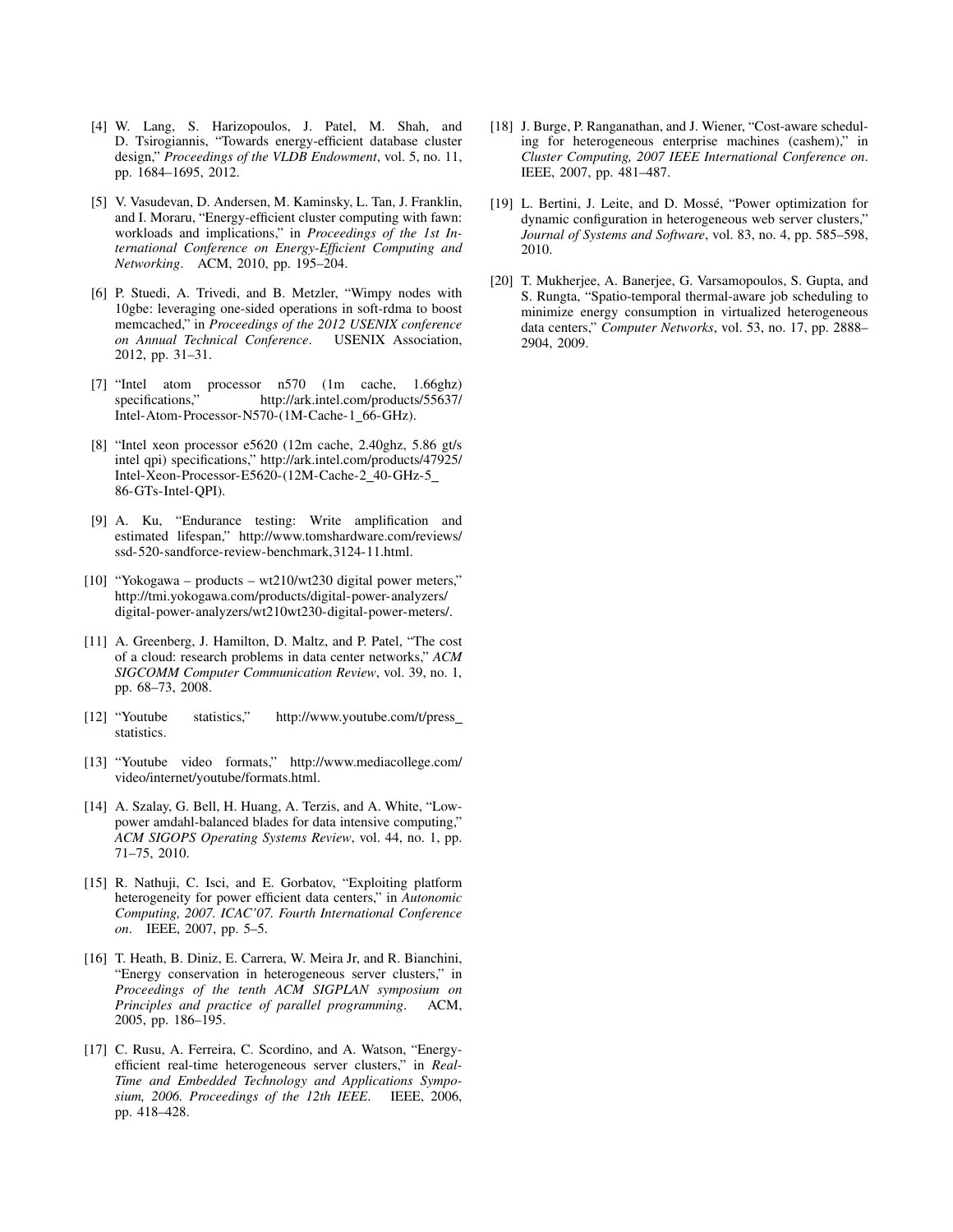[4] W. Lang, S. Harizopoulos, J. Patel, M. Shah, and D. Tsirogiannis, "Towards energy-efficient database cluster design," *Proceedings of the VLDB Endowment*, vol. 5, no. 11, pp. 1684–1695, 2012.

[5] V. Vasudevan, D. Andersen, M. Kaminsky, L. Tan, J. Franklin, and I. Moraru, "Energy-efficient cluster computing with fawn: workloads and implications," in *Proceedings of the 1st International Conference on Energy-Efficient Computing and Networking*. ACM, 2010, pp. 195–204.

[6] P. Stuedi, A. Trivedi, and B. Metzler, "Wimpy nodes with 10gbe: leveraging one-sided operations in soft-rdma to boost memcached," in *Proceedings of the 2012 USENIX conference on Annual Technical Conference*. USENIX Association, 2012, pp. 31–31.

[7] "Intel atom processor n570 (1m cache, 1.66ghz) specifications," http://ark.intel.com/products/55637/Intel-Atom-Processor-N570-(1M-Cache-1_66-GHz).

[8] "Intel xeon processor e5620 (12m cache, 2.40ghz, 5.86 gt/s intel qpi) specifications," http://ark.intel.com/products/47925/Intel-Xeon-Processor-E5620-(12M-Cache-2_40-GHz-5_86-GTs-Intel-QPI).

[9] A. Ku, "Endurance testing: Write amplification and estimated lifespan," http://www.tomshardware.com/reviews/ssd-520-sandforce-review-benchmark,3124-11.html.

[10] "Yokogawa – products – wt210/wt230 digital power meters," http://tmi.yokogawa.com/products/digital-power-analyzers/digital-power-analyzers/wt210wt230-digital-power-meters/.

[11] A. Greenberg, J. Hamilton, D. Maltz, and P. Patel, "The cost of a cloud: research problems in data center networks," *ACM SIGCOMM Computer Communication Review*, vol. 39, no. 1, pp. 68–73, 2008.

[12] "Youtube statistics," http://www.youtube.com/t/press_statistics.

[13] "Youtube video formats," http://www.mediacollege.com/video/internet/youtube/formats.html.

[14] A. Szalay, G. Bell, H. Huang, A. Terzis, and A. White, "Low-power amdahl-balanced blades for data intensive computing," *ACM SIGOPS Operating Systems Review*, vol. 44, no. 1, pp. 71–75, 2010.

[15] R. Nathuji, C. Isci, and E. Gorbatov, "Exploiting platform heterogeneity for power efficient data centers," in *Autonomic Computing, 2007. ICAC'07. Fourth International Conference on*. IEEE, 2007, pp. 5–5.

[16] T. Heath, B. Diniz, E. Carrera, W. Meira Jr, and R. Bianchini, "Energy conservation in heterogeneous server clusters," in *Proceedings of the tenth ACM SIGPLAN symposium on Principles and practice of parallel programming*. ACM, 2005, pp. 186–195.

[17] C. Rusu, A. Ferreira, C. Scordino, and A. Watson, "Energy-efficient real-time heterogeneous server clusters," in *Real-Time and Embedded Technology and Applications Symposium, 2006. Proceedings of the 12th IEEE*. IEEE, 2006, pp. 418–428.

[18] J. Burge, P. Ranganathan, and J. Wiener, "Cost-aware scheduling for heterogeneous enterprise machines (cashem)," in *Cluster Computing, 2007 IEEE International Conference on*. IEEE, 2007, pp. 481–487.

[19] L. Bertini, J. Leite, and D. Mossé, "Power optimization for dynamic configuration in heterogeneous web server clusters," *Journal of Systems and Software*, vol. 83, no. 4, pp. 585–598, 2010.

[20] T. Mukherjee, A. Banerjee, G. Varsamopoulos, S. Gupta, and S. Rungta, "Spatio-temporal thermal-aware job scheduling to minimize energy consumption in virtualized heterogeneous data centers," *Computer Networks*, vol. 53, no. 17, pp. 2888–2904, 2009.